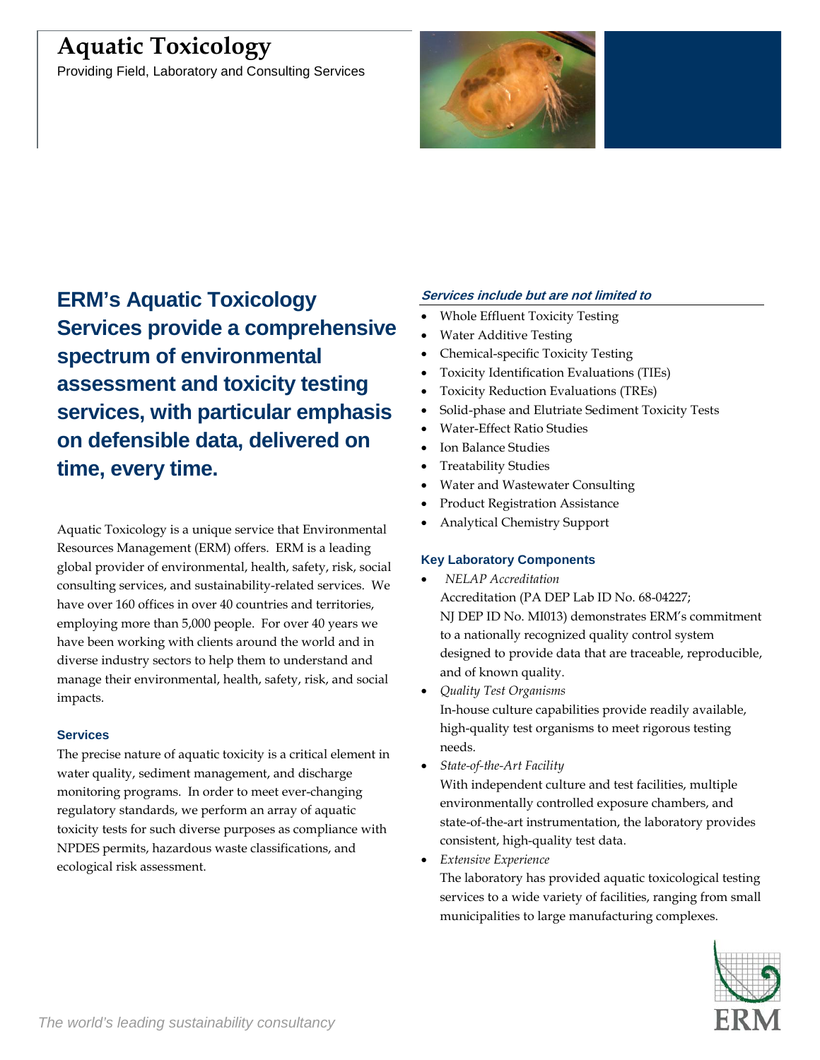# Aquatic Toxicology

Providing Field, Laboratory and Consulting Services

## ERM's Aquatic Toxicology Services provide a comprehensive spectrum of environmental assessment and toxicity testing services, with particular emphasis on defensible data, delivered on time, every time.

Aquatic Toxicology is a unique service that Environmental Resources Management (ERM) offers. ERM is a leading global provider of environmental, health, safety, risk, social consulting services, and sustainability-related services. We have over 160 offices in over 40 countries and territories, employing more than 5,000 people. For over 40 years we have been working with clients around the world and in diverse industry sectors to help them to understand and manage their environmental, health, safety, risk, and social impacts.

### Services

The precise nature of aquatic toxicity is a critical element in water quality, sediment management, and discharge monitoring programs. In order to meet ever-changing regulatory standards, we perform an array of aquatic toxicity tests for such diverse purposes as compliance with NPDES permits, hazardous waste classifications, and ecological risk assessment.

***Services include but are not limited to***

- Whole Effluent Toxicity Testing
- Water Additive Testing
- Chemical-specific Toxicity Testing
- Toxicity Identification Evaluations (TIEs)
- Toxicity Reduction Evaluations (TREs)
- Solid-phase and Elutriate Sediment Toxicity Tests
- Water-Effect Ratio Studies
- Ion Balance Studies
- Treatability Studies
- Water and Wastewater Consulting
- Product Registration Assistance
- Analytical Chemistry Support

### Key Laboratory Components

- *NELAP Accreditation*
  Accreditation (PA DEP Lab ID No. 68-04227; NJ DEP ID No. MI013) demonstrates ERM's commitment to a nationally recognized quality control system designed to provide data that are traceable, reproducible, and of known quality.
- *Quality Test Organisms*
  In-house culture capabilities provide readily available, high-quality test organisms to meet rigorous testing needs.
- *State-of-the-Art Facility*
  With independent culture and test facilities, multiple environmentally controlled exposure chambers, and state-of-the-art instrumentation, the laboratory provides consistent, high-quality test data.
- *Extensive Experience*
  The laboratory has provided aquatic toxicological testing services to a wide variety of facilities, ranging from small municipalities to large manufacturing complexes.

*The world's leading sustainability consultancy*

ERM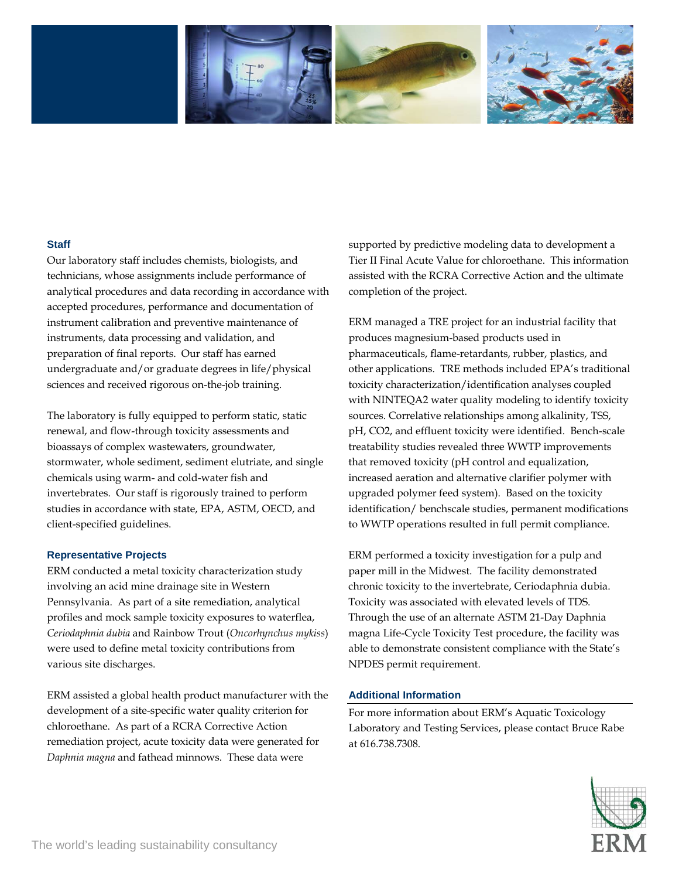## Staff

Our laboratory staff includes chemists, biologists, and technicians, whose assignments include performance of analytical procedures and data recording in accordance with accepted procedures, performance and documentation of instrument calibration and preventive maintenance of instruments, data processing and validation, and preparation of final reports. Our staff has earned undergraduate and/or graduate degrees in life/physical sciences and received rigorous on-the-job training.

The laboratory is fully equipped to perform static, static renewal, and flow-through toxicity assessments and bioassays of complex wastewaters, groundwater, stormwater, whole sediment, sediment elutriate, and single chemicals using warm- and cold-water fish and invertebrates. Our staff is rigorously trained to perform studies in accordance with state, EPA, ASTM, OECD, and client-specified guidelines.

## Representative Projects

ERM conducted a metal toxicity characterization study involving an acid mine drainage site in Western Pennsylvania. As part of a site remediation, analytical profiles and mock sample toxicity exposures to waterflea, *Ceriodaphnia dubia* and Rainbow Trout (*Oncorhynchus mykiss*) were used to define metal toxicity contributions from various site discharges.

ERM assisted a global health product manufacturer with the development of a site-specific water quality criterion for chloroethane. As part of a RCRA Corrective Action remediation project, acute toxicity data were generated for *Daphnia magna* and fathead minnows. These data were supported by predictive modeling data to development a Tier II Final Acute Value for chloroethane. This information assisted with the RCRA Corrective Action and the ultimate completion of the project.

ERM managed a TRE project for an industrial facility that produces magnesium-based products used in pharmaceuticals, flame-retardants, rubber, plastics, and other applications. TRE methods included EPA's traditional toxicity characterization/identification analyses coupled with NINTEQA2 water quality modeling to identify toxicity sources. Correlative relationships among alkalinity, TSS, pH, CO2, and effluent toxicity were identified. Bench-scale treatability studies revealed three WWTP improvements that removed toxicity (pH control and equalization, increased aeration and alternative clarifier polymer with upgraded polymer feed system). Based on the toxicity identification/ benchscale studies, permanent modifications to WWTP operations resulted in full permit compliance.

ERM performed a toxicity investigation for a pulp and paper mill in the Midwest. The facility demonstrated chronic toxicity to the invertebrate, Ceriodaphnia dubia. Toxicity was associated with elevated levels of TDS. Through the use of an alternate ASTM 21-Day Daphnia magna Life-Cycle Toxicity Test procedure, the facility was able to demonstrate consistent compliance with the State's NPDES permit requirement.

## Additional Information

For more information about ERM's Aquatic Toxicology Laboratory and Testing Services, please contact Bruce Rabe at 616.738.7308.

The world's leading sustainability consultancy

ERM